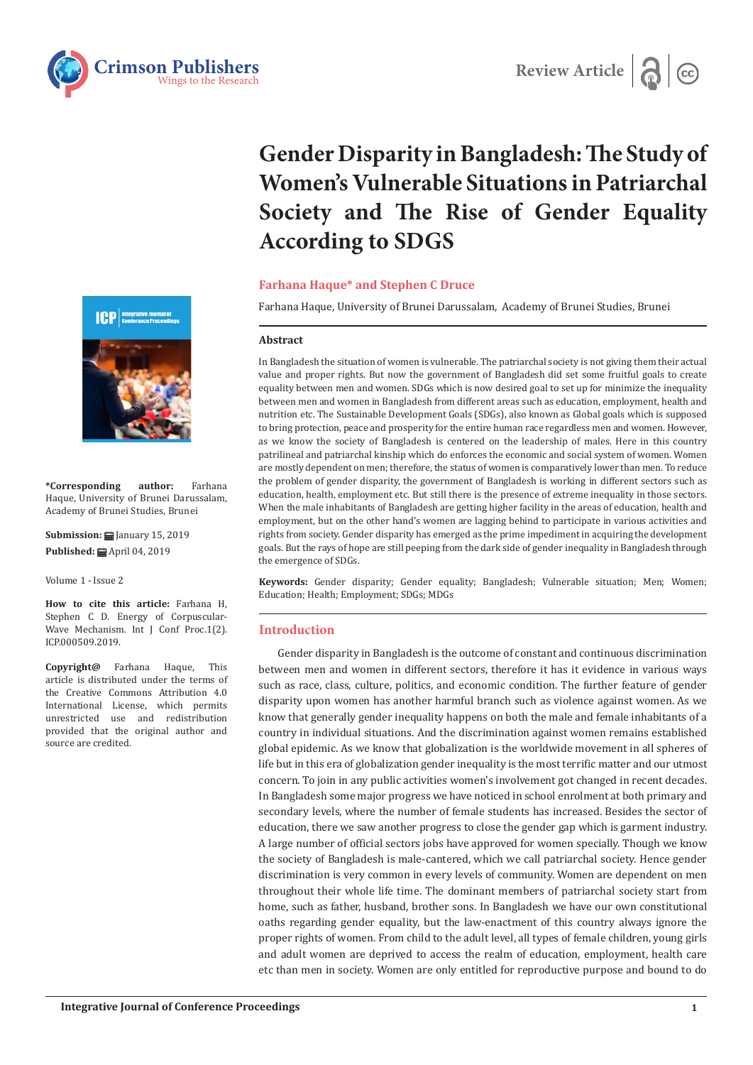Review Article

# Gender Disparity in Bangladesh: The Study of Women's Vulnerable Situations in Patriarchal Society and The Rise of Gender Equality According to SDGS

**Farhana Haque* and Stephen C Druce**

Farhana Haque, University of Brunei Darussalam, Academy of Brunei Studies, Brunei

**\*Corresponding author:** Farhana Haque, University of Brunei Darussalam, Academy of Brunei Studies, Brunei

**Submission:** January 15, 2019

**Published:** April 04, 2019

Volume 1 - Issue 2

**How to cite this article:** Farhana H, Stephen C D. Energy of Corpuscular-Wave Mechanism. Int J Conf Proc.1(2). ICP.000509.2019.

**Copyright@** Farhana Haque, This article is distributed under the terms of the Creative Commons Attribution 4.0 International License, which permits unrestricted use and redistribution provided that the original author and source are credited.

## Abstract

In Bangladesh the situation of women is vulnerable. The patriarchal society is not giving them their actual value and proper rights. But now the government of Bangladesh did set some fruitful goals to create equality between men and women. SDGs which is now desired goal to set up for minimize the inequality between men and women in Bangladesh from different areas such as education, employment, health and nutrition etc. The Sustainable Development Goals (SDGs), also known as Global goals which is supposed to bring protection, peace and prosperity for the entire human race regardless men and women. However, as we know the society of Bangladesh is centered on the leadership of males. Here in this country patrilineal and patriarchal kinship which do enforces the economic and social system of women. Women are mostly dependent on men; therefore, the status of women is comparatively lower than men. To reduce the problem of gender disparity, the government of Bangladesh is working in different sectors such as education, health, employment etc. But still there is the presence of extreme inequality in those sectors. When the male inhabitants of Bangladesh are getting higher facility in the areas of education, health and employment, but on the other hand's women are lagging behind to participate in various activities and rights from society. Gender disparity has emerged as the prime impediment in acquiring the development goals. But the rays of hope are still peeping from the dark side of gender inequality in Bangladesh through the emergence of SDGs.

**Keywords:** Gender disparity; Gender equality; Bangladesh; Vulnerable situation; Men; Women; Education; Health; Employment; SDGs; MDGs

## Introduction

Gender disparity in Bangladesh is the outcome of constant and continuous discrimination between men and women in different sectors, therefore it has it evidence in various ways such as race, class, culture, politics, and economic condition. The further feature of gender disparity upon women has another harmful branch such as violence against women. As we know that generally gender inequality happens on both the male and female inhabitants of a country in individual situations. And the discrimination against women remains established global epidemic. As we know that globalization is the worldwide movement in all spheres of life but in this era of globalization gender inequality is the most terrific matter and our utmost concern. To join in any public activities women's involvement got changed in recent decades. In Bangladesh some major progress we have noticed in school enrolment at both primary and secondary levels, where the number of female students has increased. Besides the sector of education, there we saw another progress to close the gender gap which is garment industry. A large number of official sectors jobs have approved for women specially. Though we know the society of Bangladesh is male-cantered, which we call patriarchal society. Hence gender discrimination is very common in every levels of community. Women are dependent on men throughout their whole life time. The dominant members of patriarchal society start from home, such as father, husband, brother sons. In Bangladesh we have our own constitutional oaths regarding gender equality, but the law-enactment of this country always ignore the proper rights of women. From child to the adult level, all types of female children, young girls and adult women are deprived to access the realm of education, employment, health care etc than men in society. Women are only entitled for reproductive purpose and bound to do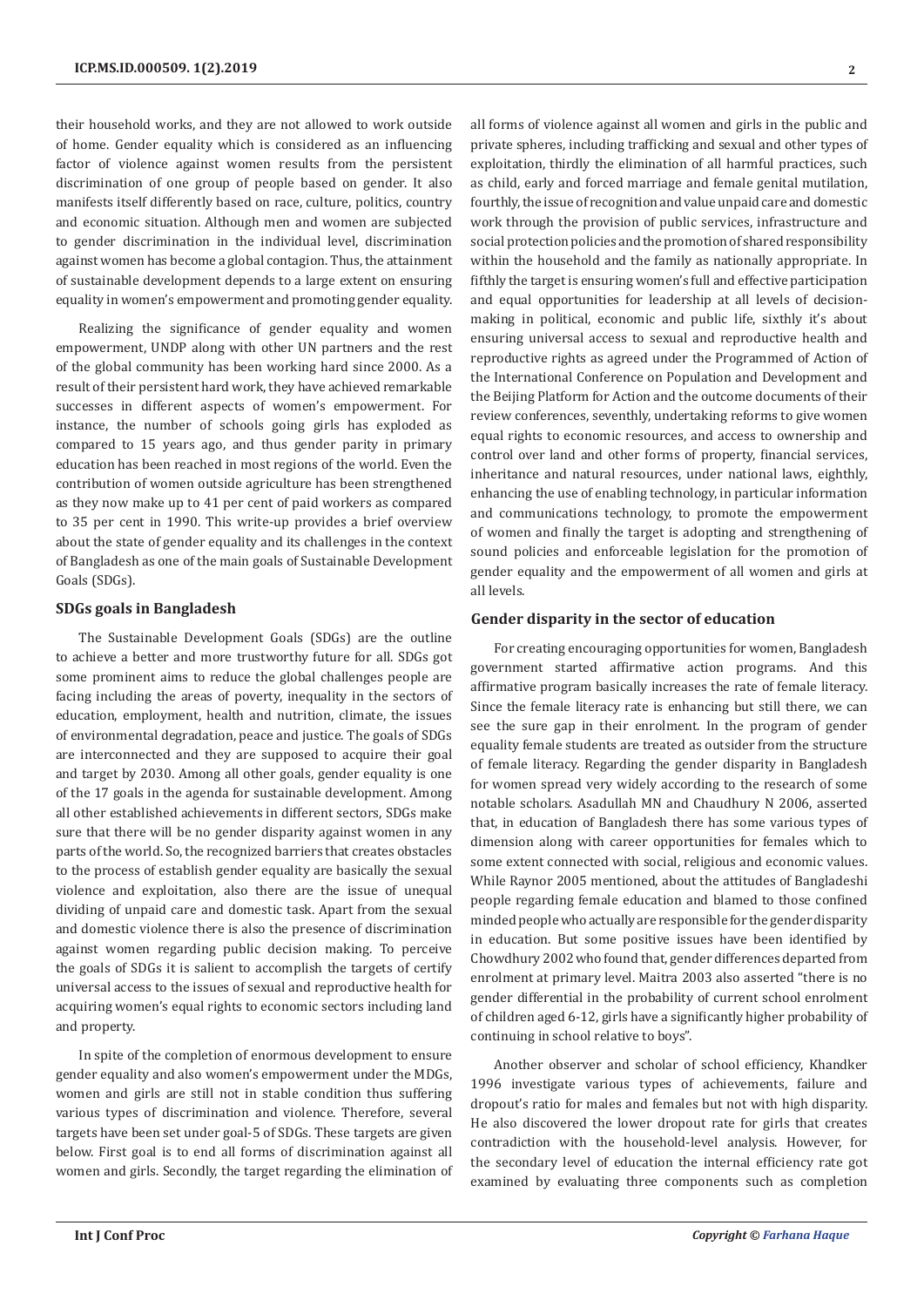their household works, and they are not allowed to work outside of home. Gender equality which is considered as an influencing factor of violence against women results from the persistent discrimination of one group of people based on gender. It also manifests itself differently based on race, culture, politics, country and economic situation. Although men and women are subjected to gender discrimination in the individual level, discrimination against women has become a global contagion. Thus, the attainment of sustainable development depends to a large extent on ensuring equality in women's empowerment and promoting gender equality.

Realizing the significance of gender equality and women empowerment, UNDP along with other UN partners and the rest of the global community has been working hard since 2000. As a result of their persistent hard work, they have achieved remarkable successes in different aspects of women's empowerment. For instance, the number of schools going girls has exploded as compared to 15 years ago, and thus gender parity in primary education has been reached in most regions of the world. Even the contribution of women outside agriculture has been strengthened as they now make up to 41 per cent of paid workers as compared to 35 per cent in 1990. This write-up provides a brief overview about the state of gender equality and its challenges in the context of Bangladesh as one of the main goals of Sustainable Development Goals (SDGs).

## SDGs goals in Bangladesh

The Sustainable Development Goals (SDGs) are the outline to achieve a better and more trustworthy future for all. SDGs got some prominent aims to reduce the global challenges people are facing including the areas of poverty, inequality in the sectors of education, employment, health and nutrition, climate, the issues of environmental degradation, peace and justice. The goals of SDGs are interconnected and they are supposed to acquire their goal and target by 2030. Among all other goals, gender equality is one of the 17 goals in the agenda for sustainable development. Among all other established achievements in different sectors, SDGs make sure that there will be no gender disparity against women in any parts of the world. So, the recognized barriers that creates obstacles to the process of establish gender equality are basically the sexual violence and exploitation, also there are the issue of unequal dividing of unpaid care and domestic task. Apart from the sexual and domestic violence there is also the presence of discrimination against women regarding public decision making. To perceive the goals of SDGs it is salient to accomplish the targets of certify universal access to the issues of sexual and reproductive health for acquiring women's equal rights to economic sectors including land and property.

In spite of the completion of enormous development to ensure gender equality and also women's empowerment under the MDGs, women and girls are still not in stable condition thus suffering various types of discrimination and violence. Therefore, several targets have been set under goal-5 of SDGs. These targets are given below. First goal is to end all forms of discrimination against all women and girls. Secondly, the target regarding the elimination of all forms of violence against all women and girls in the public and private spheres, including trafficking and sexual and other types of exploitation, thirdly the elimination of all harmful practices, such as child, early and forced marriage and female genital mutilation, fourthly, the issue of recognition and value unpaid care and domestic work through the provision of public services, infrastructure and social protection policies and the promotion of shared responsibility within the household and the family as nationally appropriate. In fifthly the target is ensuring women's full and effective participation and equal opportunities for leadership at all levels of decision-making in political, economic and public life, sixthly it's about ensuring universal access to sexual and reproductive health and reproductive rights as agreed under the Programmed of Action of the International Conference on Population and Development and the Beijing Platform for Action and the outcome documents of their review conferences, seventhly, undertaking reforms to give women equal rights to economic resources, and access to ownership and control over land and other forms of property, financial services, inheritance and natural resources, under national laws, eighthly, enhancing the use of enabling technology, in particular information and communications technology, to promote the empowerment of women and finally the target is adopting and strengthening of sound policies and enforceable legislation for the promotion of gender equality and the empowerment of all women and girls at all levels.

## Gender disparity in the sector of education

For creating encouraging opportunities for women, Bangladesh government started affirmative action programs. And this affirmative program basically increases the rate of female literacy. Since the female literacy rate is enhancing but still there, we can see the sure gap in their enrolment. In the program of gender equality female students are treated as outsider from the structure of female literacy. Regarding the gender disparity in Bangladesh for women spread very widely according to the research of some notable scholars. Asadullah MN and Chaudhury N 2006, asserted that, in education of Bangladesh there has some various types of dimension along with career opportunities for females which to some extent connected with social, religious and economic values. While Raynor 2005 mentioned, about the attitudes of Bangladeshi people regarding female education and blamed to those confined minded people who actually are responsible for the gender disparity in education. But some positive issues have been identified by Chowdhury 2002 who found that, gender differences departed from enrolment at primary level. Maitra 2003 also asserted "there is no gender differential in the probability of current school enrolment of children aged 6-12, girls have a significantly higher probability of continuing in school relative to boys".

Another observer and scholar of school efficiency, Khandker 1996 investigate various types of achievements, failure and dropout's ratio for males and females but not with high disparity. He also discovered the lower dropout rate for girls that creates contradiction with the household-level analysis. However, for the secondary level of education the internal efficiency rate got examined by evaluating three components such as completion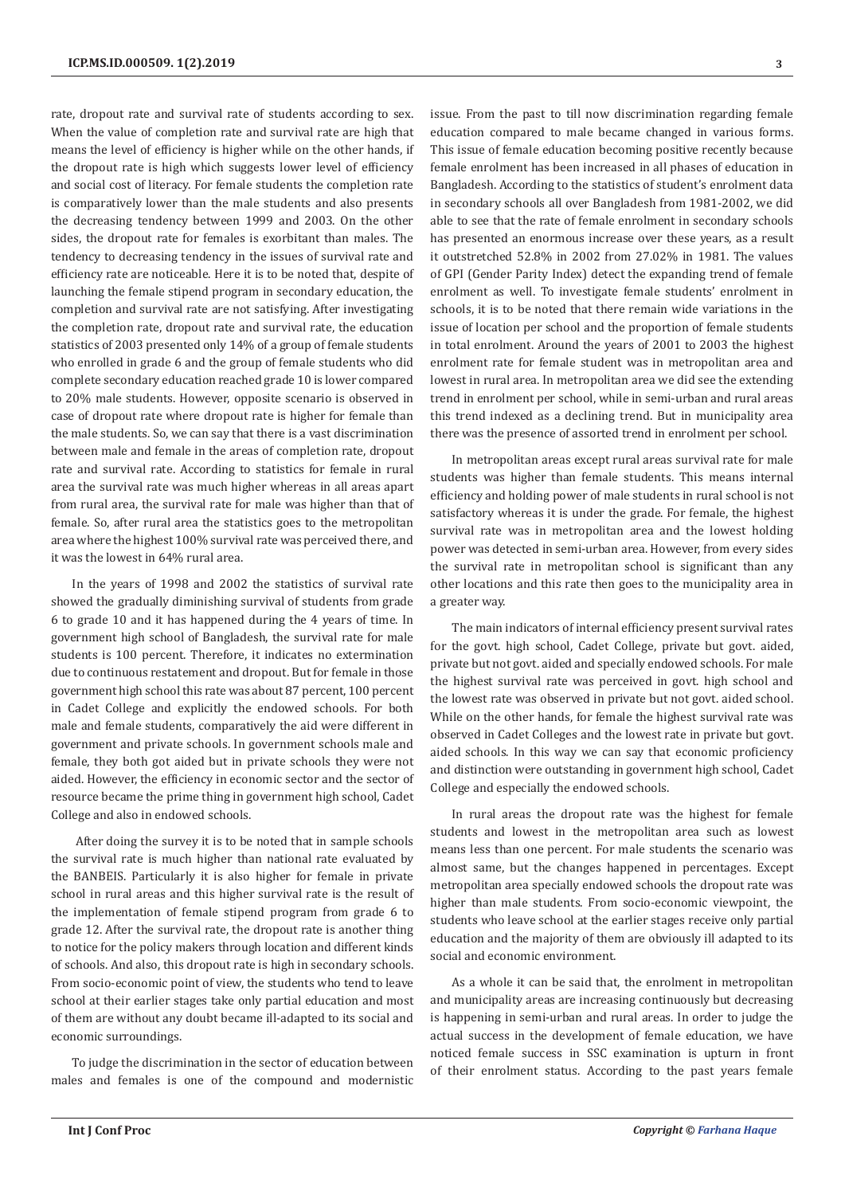rate, dropout rate and survival rate of students according to sex. When the value of completion rate and survival rate are high that means the level of efficiency is higher while on the other hands, if the dropout rate is high which suggests lower level of efficiency and social cost of literacy. For female students the completion rate is comparatively lower than the male students and also presents the decreasing tendency between 1999 and 2003. On the other sides, the dropout rate for females is exorbitant than males. The tendency to decreasing tendency in the issues of survival rate and efficiency rate are noticeable. Here it is to be noted that, despite of launching the female stipend program in secondary education, the completion and survival rate are not satisfying. After investigating the completion rate, dropout rate and survival rate, the education statistics of 2003 presented only 14% of a group of female students who enrolled in grade 6 and the group of female students who did complete secondary education reached grade 10 is lower compared to 20% male students. However, opposite scenario is observed in case of dropout rate where dropout rate is higher for female than the male students. So, we can say that there is a vast discrimination between male and female in the areas of completion rate, dropout rate and survival rate. According to statistics for female in rural area the survival rate was much higher whereas in all areas apart from rural area, the survival rate for male was higher than that of female. So, after rural area the statistics goes to the metropolitan area where the highest 100% survival rate was perceived there, and it was the lowest in 64% rural area.

In the years of 1998 and 2002 the statistics of survival rate showed the gradually diminishing survival of students from grade 6 to grade 10 and it has happened during the 4 years of time. In government high school of Bangladesh, the survival rate for male students is 100 percent. Therefore, it indicates no extermination due to continuous restatement and dropout. But for female in those government high school this rate was about 87 percent, 100 percent in Cadet College and explicitly the endowed schools. For both male and female students, comparatively the aid were different in government and private schools. In government schools male and female, they both got aided but in private schools they were not aided. However, the efficiency in economic sector and the sector of resource became the prime thing in government high school, Cadet College and also in endowed schools.

After doing the survey it is to be noted that in sample schools the survival rate is much higher than national rate evaluated by the BANBEIS. Particularly it is also higher for female in private school in rural areas and this higher survival rate is the result of the implementation of female stipend program from grade 6 to grade 12. After the survival rate, the dropout rate is another thing to notice for the policy makers through location and different kinds of schools. And also, this dropout rate is high in secondary schools. From socio-economic point of view, the students who tend to leave school at their earlier stages take only partial education and most of them are without any doubt became ill-adapted to its social and economic surroundings.

To judge the discrimination in the sector of education between males and females is one of the compound and modernistic issue. From the past to till now discrimination regarding female education compared to male became changed in various forms. This issue of female education becoming positive recently because female enrolment has been increased in all phases of education in Bangladesh. According to the statistics of student's enrolment data in secondary schools all over Bangladesh from 1981-2002, we did able to see that the rate of female enrolment in secondary schools has presented an enormous increase over these years, as a result it outstretched 52.8% in 2002 from 27.02% in 1981. The values of GPI (Gender Parity Index) detect the expanding trend of female enrolment as well. To investigate female students' enrolment in schools, it is to be noted that there remain wide variations in the issue of location per school and the proportion of female students in total enrolment. Around the years of 2001 to 2003 the highest enrolment rate for female student was in metropolitan area and lowest in rural area. In metropolitan area we did see the extending trend in enrolment per school, while in semi-urban and rural areas this trend indexed as a declining trend. But in municipality area there was the presence of assorted trend in enrolment per school.

In metropolitan areas except rural areas survival rate for male students was higher than female students. This means internal efficiency and holding power of male students in rural school is not satisfactory whereas it is under the grade. For female, the highest survival rate was in metropolitan area and the lowest holding power was detected in semi-urban area. However, from every sides the survival rate in metropolitan school is significant than any other locations and this rate then goes to the municipality area in a greater way.

The main indicators of internal efficiency present survival rates for the govt. high school, Cadet College, private but govt. aided, private but not govt. aided and specially endowed schools. For male the highest survival rate was perceived in govt. high school and the lowest rate was observed in private but not govt. aided school. While on the other hands, for female the highest survival rate was observed in Cadet Colleges and the lowest rate in private but govt. aided schools. In this way we can say that economic proficiency and distinction were outstanding in government high school, Cadet College and especially the endowed schools.

In rural areas the dropout rate was the highest for female students and lowest in the metropolitan area such as lowest means less than one percent. For male students the scenario was almost same, but the changes happened in percentages. Except metropolitan area specially endowed schools the dropout rate was higher than male students. From socio-economic viewpoint, the students who leave school at the earlier stages receive only partial education and the majority of them are obviously ill adapted to its social and economic environment.

As a whole it can be said that, the enrolment in metropolitan and municipality areas are increasing continuously but decreasing is happening in semi-urban and rural areas. In order to judge the actual success in the development of female education, we have noticed female success in SSC examination is upturn in front of their enrolment status. According to the past years female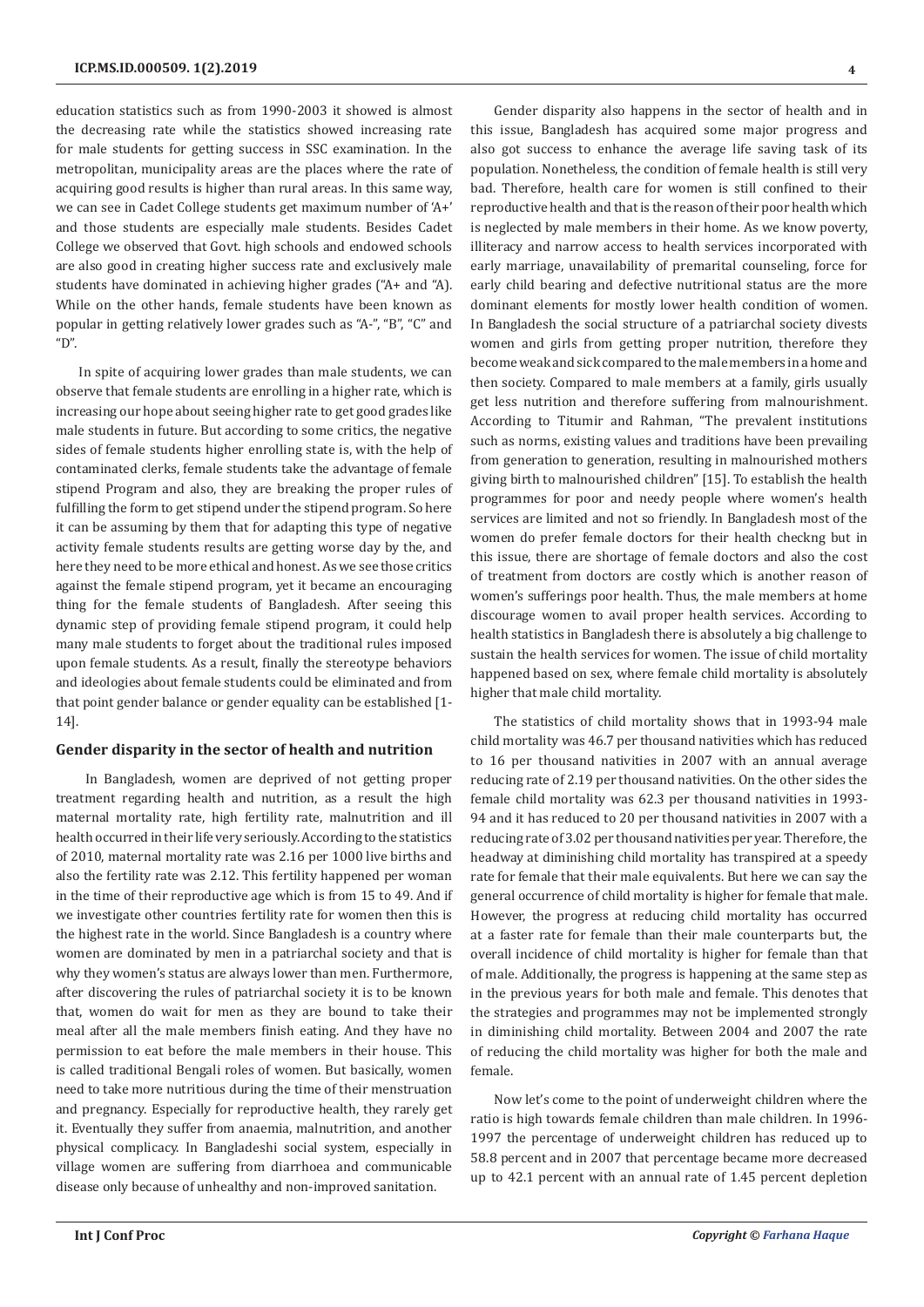education statistics such as from 1990-2003 it showed is almost the decreasing rate while the statistics showed increasing rate for male students for getting success in SSC examination. In the metropolitan, municipality areas are the places where the rate of acquiring good results is higher than rural areas. In this same way, we can see in Cadet College students get maximum number of 'A+' and those students are especially male students. Besides Cadet College we observed that Govt. high schools and endowed schools are also good in creating higher success rate and exclusively male students have dominated in achieving higher grades ("A+ and "A). While on the other hands, female students have been known as popular in getting relatively lower grades such as "A-", "B", "C" and "D".

In spite of acquiring lower grades than male students, we can observe that female students are enrolling in a higher rate, which is increasing our hope about seeing higher rate to get good grades like male students in future. But according to some critics, the negative sides of female students higher enrolling state is, with the help of contaminated clerks, female students take the advantage of female stipend Program and also, they are breaking the proper rules of fulfilling the form to get stipend under the stipend program. So here it can be assuming by them that for adapting this type of negative activity female students results are getting worse day by the, and here they need to be more ethical and honest. As we see those critics against the female stipend program, yet it became an encouraging thing for the female students of Bangladesh. After seeing this dynamic step of providing female stipend program, it could help many male students to forget about the traditional rules imposed upon female students. As a result, finally the stereotype behaviors and ideologies about female students could be eliminated and from that point gender balance or gender equality can be established [1-14].

## Gender disparity in the sector of health and nutrition

In Bangladesh, women are deprived of not getting proper treatment regarding health and nutrition, as a result the high maternal mortality rate, high fertility rate, malnutrition and ill health occurred in their life very seriously. According to the statistics of 2010, maternal mortality rate was 2.16 per 1000 live births and also the fertility rate was 2.12. This fertility happened per woman in the time of their reproductive age which is from 15 to 49. And if we investigate other countries fertility rate for women then this is the highest rate in the world. Since Bangladesh is a country where women are dominated by men in a patriarchal society and that is why they women's status are always lower than men. Furthermore, after discovering the rules of patriarchal society it is to be known that, women do wait for men as they are bound to take their meal after all the male members finish eating. And they have no permission to eat before the male members in their house. This is called traditional Bengali roles of women. But basically, women need to take more nutritious during the time of their menstruation and pregnancy. Especially for reproductive health, they rarely get it. Eventually they suffer from anaemia, malnutrition, and another physical complicacy. In Bangladeshi social system, especially in village women are suffering from diarrhoea and communicable disease only because of unhealthy and non-improved sanitation.

Gender disparity also happens in the sector of health and in this issue, Bangladesh has acquired some major progress and also got success to enhance the average life saving task of its population. Nonetheless, the condition of female health is still very bad. Therefore, health care for women is still confined to their reproductive health and that is the reason of their poor health which is neglected by male members in their home. As we know poverty, illiteracy and narrow access to health services incorporated with early marriage, unavailability of premarital counseling, force for early child bearing and defective nutritional status are the more dominant elements for mostly lower health condition of women. In Bangladesh the social structure of a patriarchal society divests women and girls from getting proper nutrition, therefore they become weak and sick compared to the male members in a home and then society. Compared to male members at a family, girls usually get less nutrition and therefore suffering from malnourishment. According to Titumir and Rahman, "The prevalent institutions such as norms, existing values and traditions have been prevailing from generation to generation, resulting in malnourished mothers giving birth to malnourished children" [15]. To establish the health programmes for poor and needy people where women's health services are limited and not so friendly. In Bangladesh most of the women do prefer female doctors for their health checkng but in this issue, there are shortage of female doctors and also the cost of treatment from doctors are costly which is another reason of women's sufferings poor health. Thus, the male members at home discourage women to avail proper health services. According to health statistics in Bangladesh there is absolutely a big challenge to sustain the health services for women. The issue of child mortality happened based on sex, where female child mortality is absolutely higher that male child mortality.

The statistics of child mortality shows that in 1993-94 male child mortality was 46.7 per thousand nativities which has reduced to 16 per thousand nativities in 2007 with an annual average reducing rate of 2.19 per thousand nativities. On the other sides the female child mortality was 62.3 per thousand nativities in 1993-94 and it has reduced to 20 per thousand nativities in 2007 with a reducing rate of 3.02 per thousand nativities per year. Therefore, the headway at diminishing child mortality has transpired at a speedy rate for female that their male equivalents. But here we can say the general occurrence of child mortality is higher for female that male. However, the progress at reducing child mortality has occurred at a faster rate for female than their male counterparts but, the overall incidence of child mortality is higher for female than that of male. Additionally, the progress is happening at the same step as in the previous years for both male and female. This denotes that the strategies and programmes may not be implemented strongly in diminishing child mortality. Between 2004 and 2007 the rate of reducing the child mortality was higher for both the male and female.

Now let's come to the point of underweight children where the ratio is high towards female children than male children. In 1996-1997 the percentage of underweight children has reduced up to 58.8 percent and in 2007 that percentage became more decreased up to 42.1 percent with an annual rate of 1.45 percent depletion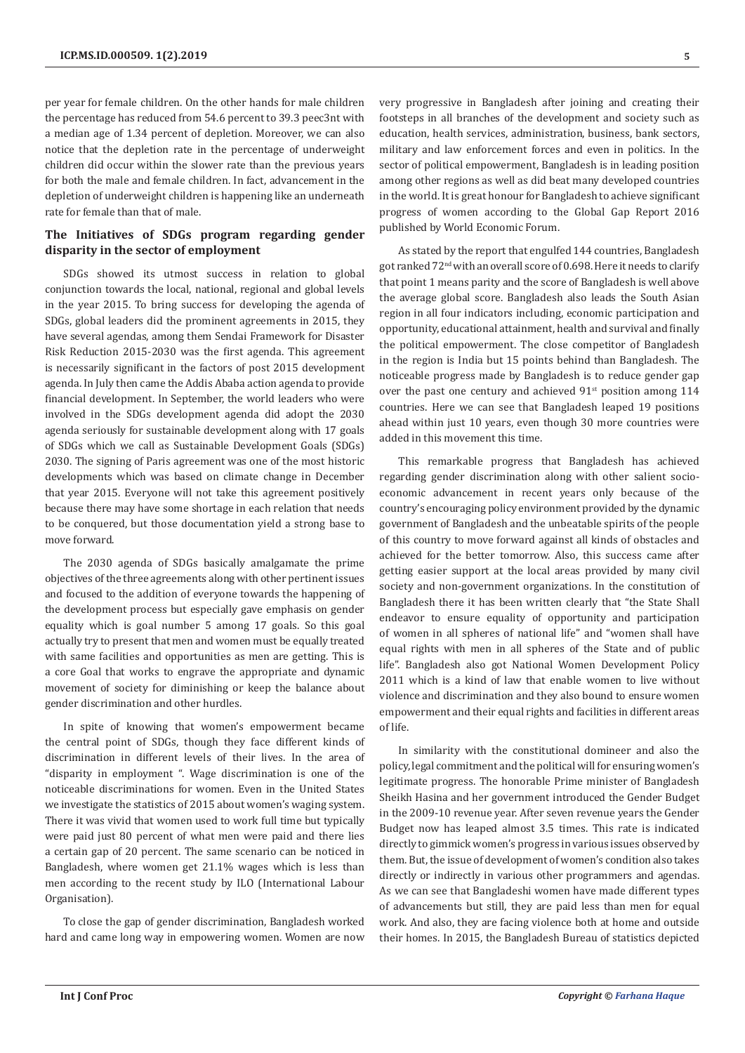per year for female children. On the other hands for male children the percentage has reduced from 54.6 percent to 39.3 peec3nt with a median age of 1.34 percent of depletion. Moreover, we can also notice that the depletion rate in the percentage of underweight children did occur within the slower rate than the previous years for both the male and female children. In fact, advancement in the depletion of underweight children is happening like an underneath rate for female than that of male.

### The Initiatives of SDGs program regarding gender disparity in the sector of employment

SDGs showed its utmost success in relation to global conjunction towards the local, national, regional and global levels in the year 2015. To bring success for developing the agenda of SDGs, global leaders did the prominent agreements in 2015, they have several agendas, among them Sendai Framework for Disaster Risk Reduction 2015-2030 was the first agenda. This agreement is necessarily significant in the factors of post 2015 development agenda. In July then came the Addis Ababa action agenda to provide financial development. In September, the world leaders who were involved in the SDGs development agenda did adopt the 2030 agenda seriously for sustainable development along with 17 goals of SDGs which we call as Sustainable Development Goals (SDGs) 2030. The signing of Paris agreement was one of the most historic developments which was based on climate change in December that year 2015. Everyone will not take this agreement positively because there may have some shortage in each relation that needs to be conquered, but those documentation yield a strong base to move forward.

The 2030 agenda of SDGs basically amalgamate the prime objectives of the three agreements along with other pertinent issues and focused to the addition of everyone towards the happening of the development process but especially gave emphasis on gender equality which is goal number 5 among 17 goals. So this goal actually try to present that men and women must be equally treated with same facilities and opportunities as men are getting. This is a core Goal that works to engrave the appropriate and dynamic movement of society for diminishing or keep the balance about gender discrimination and other hurdles.

In spite of knowing that women's empowerment became the central point of SDGs, though they face different kinds of discrimination in different levels of their lives. In the area of "disparity in employment ". Wage discrimination is one of the noticeable discriminations for women. Even in the United States we investigate the statistics of 2015 about women's waging system. There it was vivid that women used to work full time but typically were paid just 80 percent of what men were paid and there lies a certain gap of 20 percent. The same scenario can be noticed in Bangladesh, where women get 21.1% wages which is less than men according to the recent study by ILO (International Labour Organisation).

To close the gap of gender discrimination, Bangladesh worked hard and came long way in empowering women. Women are now very progressive in Bangladesh after joining and creating their footsteps in all branches of the development and society such as education, health services, administration, business, bank sectors, military and law enforcement forces and even in politics. In the sector of political empowerment, Bangladesh is in leading position among other regions as well as did beat many developed countries in the world. It is great honour for Bangladesh to achieve significant progress of women according to the Global Gap Report 2016 published by World Economic Forum.

As stated by the report that engulfed 144 countries, Bangladesh got ranked 72nd with an overall score of 0.698. Here it needs to clarify that point 1 means parity and the score of Bangladesh is well above the average global score. Bangladesh also leads the South Asian region in all four indicators including, economic participation and opportunity, educational attainment, health and survival and finally the political empowerment. The close competitor of Bangladesh in the region is India but 15 points behind than Bangladesh. The noticeable progress made by Bangladesh is to reduce gender gap over the past one century and achieved 91st position among 114 countries. Here we can see that Bangladesh leaped 19 positions ahead within just 10 years, even though 30 more countries were added in this movement this time.

This remarkable progress that Bangladesh has achieved regarding gender discrimination along with other salient socio-economic advancement in recent years only because of the country's encouraging policy environment provided by the dynamic government of Bangladesh and the unbeatable spirits of the people of this country to move forward against all kinds of obstacles and achieved for the better tomorrow. Also, this success came after getting easier support at the local areas provided by many civil society and non-government organizations. In the constitution of Bangladesh there it has been written clearly that "the State Shall endeavor to ensure equality of opportunity and participation of women in all spheres of national life" and "women shall have equal rights with men in all spheres of the State and of public life". Bangladesh also got National Women Development Policy 2011 which is a kind of law that enable women to live without violence and discrimination and they also bound to ensure women empowerment and their equal rights and facilities in different areas of life.

In similarity with the constitutional domineer and also the policy, legal commitment and the political will for ensuring women's legitimate progress. The honorable Prime minister of Bangladesh Sheikh Hasina and her government introduced the Gender Budget in the 2009-10 revenue year. After seven revenue years the Gender Budget now has leaped almost 3.5 times. This rate is indicated directly to gimmick women's progress in various issues observed by them. But, the issue of development of women's condition also takes directly or indirectly in various other programmers and agendas. As we can see that Bangladeshi women have made different types of advancements but still, they are paid less than men for equal work. And also, they are facing violence both at home and outside their homes. In 2015, the Bangladesh Bureau of statistics depicted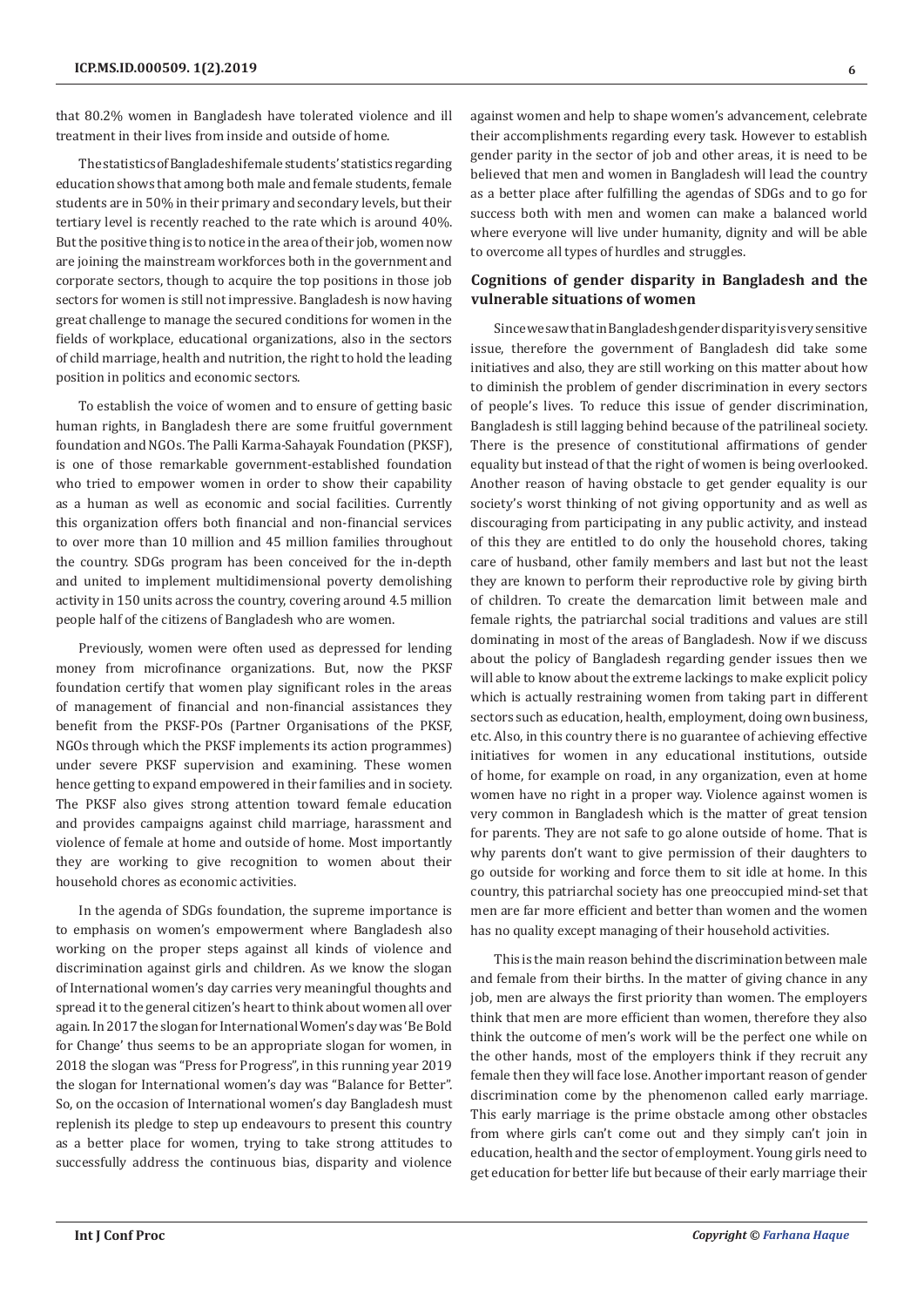that 80.2% women in Bangladesh have tolerated violence and ill treatment in their lives from inside and outside of home.

The statistics of Bangladeshi female students' statistics regarding education shows that among both male and female students, female students are in 50% in their primary and secondary levels, but their tertiary level is recently reached to the rate which is around 40%. But the positive thing is to notice in the area of their job, women now are joining the mainstream workforces both in the government and corporate sectors, though to acquire the top positions in those job sectors for women is still not impressive. Bangladesh is now having great challenge to manage the secured conditions for women in the fields of workplace, educational organizations, also in the sectors of child marriage, health and nutrition, the right to hold the leading position in politics and economic sectors.

To establish the voice of women and to ensure of getting basic human rights, in Bangladesh there are some fruitful government foundation and NGOs. The Palli Karma-Sahayak Foundation (PKSF), is one of those remarkable government-established foundation who tried to empower women in order to show their capability as a human as well as economic and social facilities. Currently this organization offers both financial and non-financial services to over more than 10 million and 45 million families throughout the country. SDGs program has been conceived for the in-depth and united to implement multidimensional poverty demolishing activity in 150 units across the country, covering around 4.5 million people half of the citizens of Bangladesh who are women.

Previously, women were often used as depressed for lending money from microfinance organizations. But, now the PKSF foundation certify that women play significant roles in the areas of management of financial and non-financial assistances they benefit from the PKSF-POs (Partner Organisations of the PKSF, NGOs through which the PKSF implements its action programmes) under severe PKSF supervision and examining. These women hence getting to expand empowered in their families and in society. The PKSF also gives strong attention toward female education and provides campaigns against child marriage, harassment and violence of female at home and outside of home. Most importantly they are working to give recognition to women about their household chores as economic activities.

In the agenda of SDGs foundation, the supreme importance is to emphasis on women's empowerment where Bangladesh also working on the proper steps against all kinds of violence and discrimination against girls and children. As we know the slogan of International women's day carries very meaningful thoughts and spread it to the general citizen's heart to think about women all over again. In 2017 the slogan for International Women's day was 'Be Bold for Change' thus seems to be an appropriate slogan for women, in 2018 the slogan was "Press for Progress", in this running year 2019 the slogan for International women's day was "Balance for Better". So, on the occasion of International women's day Bangladesh must replenish its pledge to step up endeavours to present this country as a better place for women, trying to take strong attitudes to successfully address the continuous bias, disparity and violence against women and help to shape women's advancement, celebrate their accomplishments regarding every task. However to establish gender parity in the sector of job and other areas, it is need to be believed that men and women in Bangladesh will lead the country as a better place after fulfilling the agendas of SDGs and to go for success both with men and women can make a balanced world where everyone will live under humanity, dignity and will be able to overcome all types of hurdles and struggles.

## Cognitions of gender disparity in Bangladesh and the vulnerable situations of women

Since we saw that in Bangladesh gender disparity is very sensitive issue, therefore the government of Bangladesh did take some initiatives and also, they are still working on this matter about how to diminish the problem of gender discrimination in every sectors of people's lives. To reduce this issue of gender discrimination, Bangladesh is still lagging behind because of the patrilineal society. There is the presence of constitutional affirmations of gender equality but instead of that the right of women is being overlooked. Another reason of having obstacle to get gender equality is our society's worst thinking of not giving opportunity and as well as discouraging from participating in any public activity, and instead of this they are entitled to do only the household chores, taking care of husband, other family members and last but not the least they are known to perform their reproductive role by giving birth of children. To create the demarcation limit between male and female rights, the patriarchal social traditions and values are still dominating in most of the areas of Bangladesh. Now if we discuss about the policy of Bangladesh regarding gender issues then we will able to know about the extreme lackings to make explicit policy which is actually restraining women from taking part in different sectors such as education, health, employment, doing own business, etc. Also, in this country there is no guarantee of achieving effective initiatives for women in any educational institutions, outside of home, for example on road, in any organization, even at home women have no right in a proper way. Violence against women is very common in Bangladesh which is the matter of great tension for parents. They are not safe to go alone outside of home. That is why parents don't want to give permission of their daughters to go outside for working and force them to sit idle at home. In this country, this patriarchal society has one preoccupied mind-set that men are far more efficient and better than women and the women has no quality except managing of their household activities.

This is the main reason behind the discrimination between male and female from their births. In the matter of giving chance in any job, men are always the first priority than women. The employers think that men are more efficient than women, therefore they also think the outcome of men's work will be the perfect one while on the other hands, most of the employers think if they recruit any female then they will face lose. Another important reason of gender discrimination come by the phenomenon called early marriage. This early marriage is the prime obstacle among other obstacles from where girls can't come out and they simply can't join in education, health and the sector of employment. Young girls need to get education for better life but because of their early marriage their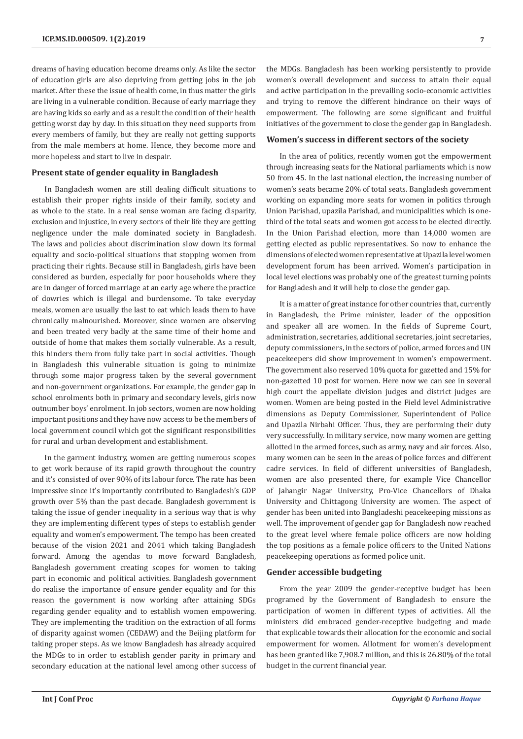dreams of having education become dreams only. As like the sector of education girls are also depriving from getting jobs in the job market. After these the issue of health come, in thus matter the girls are living in a vulnerable condition. Because of early marriage they are having kids so early and as a result the condition of their health getting worst day by day. In this situation they need supports from every members of family, but they are really not getting supports from the male members at home. Hence, they become more and more hopeless and start to live in despair.

### Present state of gender equality in Bangladesh

In Bangladesh women are still dealing difficult situations to establish their proper rights inside of their family, society and as whole to the state. In a real sense woman are facing disparity, exclusion and injustice, in every sectors of their life they are getting negligence under the male dominated society in Bangladesh. The laws and policies about discrimination slow down its formal equality and socio-political situations that stopping women from practicing their rights. Because still in Bangladesh, girls have been considered as burden, especially for poor households where they are in danger of forced marriage at an early age where the practice of dowries which is illegal and burdensome. To take everyday meals, women are usually the last to eat which leads them to have chronically malnourished. Moreover, since women are observing and been treated very badly at the same time of their home and outside of home that makes them socially vulnerable. As a result, this hinders them from fully take part in social activities. Though in Bangladesh this vulnerable situation is going to minimize through some major progress taken by the several government and non-government organizations. For example, the gender gap in school enrolments both in primary and secondary levels, girls now outnumber boys' enrolment. In job sectors, women are now holding important positions and they have now access to be the members of local government council which got the significant responsibilities for rural and urban development and establishment.

In the garment industry, women are getting numerous scopes to get work because of its rapid growth throughout the country and it's consisted of over 90% of its labour force. The rate has been impressive since it's importantly contributed to Bangladesh's GDP growth over 5% than the past decade. Bangladesh government is taking the issue of gender inequality in a serious way that is why they are implementing different types of steps to establish gender equality and women's empowerment. The tempo has been created because of the vision 2021 and 2041 which taking Bangladesh forward. Among the agendas to move forward Bangladesh, Bangladesh government creating scopes for women to taking part in economic and political activities. Bangladesh government do realise the importance of ensure gender equality and for this reason the government is now working after attaining SDGs regarding gender equality and to establish women empowering. They are implementing the tradition on the extraction of all forms of disparity against women (CEDAW) and the Beijing platform for taking proper steps. As we know Bangladesh has already acquired the MDGs to in order to establish gender parity in primary and secondary education at the national level among other success of the MDGs. Bangladesh has been working persistently to provide women's overall development and success to attain their equal and active participation in the prevailing socio-economic activities and trying to remove the different hindrance on their ways of empowerment. The following are some significant and fruitful initiatives of the government to close the gender gap in Bangladesh.

### Women's success in different sectors of the society

In the area of politics, recently women got the empowerment through increasing seats for the National parliaments which is now 50 from 45. In the last national election, the increasing number of women's seats became 20% of total seats. Bangladesh government working on expanding more seats for women in politics through Union Parishad, upazila Parishad, and municipalities which is one-third of the total seats and women got access to be elected directly. In the Union Parishad election, more than 14,000 women are getting elected as public representatives. So now to enhance the dimensions of elected women representative at Upazila level women development forum has been arrived. Women's participation in local level elections was probably one of the greatest turning points for Bangladesh and it will help to close the gender gap.

It is a matter of great instance for other countries that, currently in Bangladesh, the Prime minister, leader of the opposition and speaker all are women. In the fields of Supreme Court, administration, secretaries, additional secretaries, joint secretaries, deputy commissioners, in the sectors of police, armed forces and UN peacekeepers did show improvement in women's empowerment. The government also reserved 10% quota for gazetted and 15% for non-gazetted 10 post for women. Here now we can see in several high court the appellate division judges and district judges are women. Women are being posted in the Field level Administrative dimensions as Deputy Commissioner, Superintendent of Police and Upazila Nirbahi Officer. Thus, they are performing their duty very successfully. In military service, now many women are getting allotted in the armed forces, such as army, navy and air forces. Also, many women can be seen in the areas of police forces and different cadre services. In field of different universities of Bangladesh, women are also presented there, for example Vice Chancellor of Jahangir Nagar University, Pro-Vice Chancellors of Dhaka University and Chittagong University are women. The aspect of gender has been united into Bangladeshi peacekeeping missions as well. The improvement of gender gap for Bangladesh now reached to the great level where female police officers are now holding the top positions as a female police officers to the United Nations peacekeeping operations as formed police unit.

### Gender accessible budgeting

From the year 2009 the gender-receptive budget has been programed by the Government of Bangladesh to ensure the participation of women in different types of activities. All the ministers did embraced gender-receptive budgeting and made that explicable towards their allocation for the economic and social empowerment for women. Allotment for women's development has been granted like 7,908.7 million, and this is 26.80% of the total budget in the current financial year.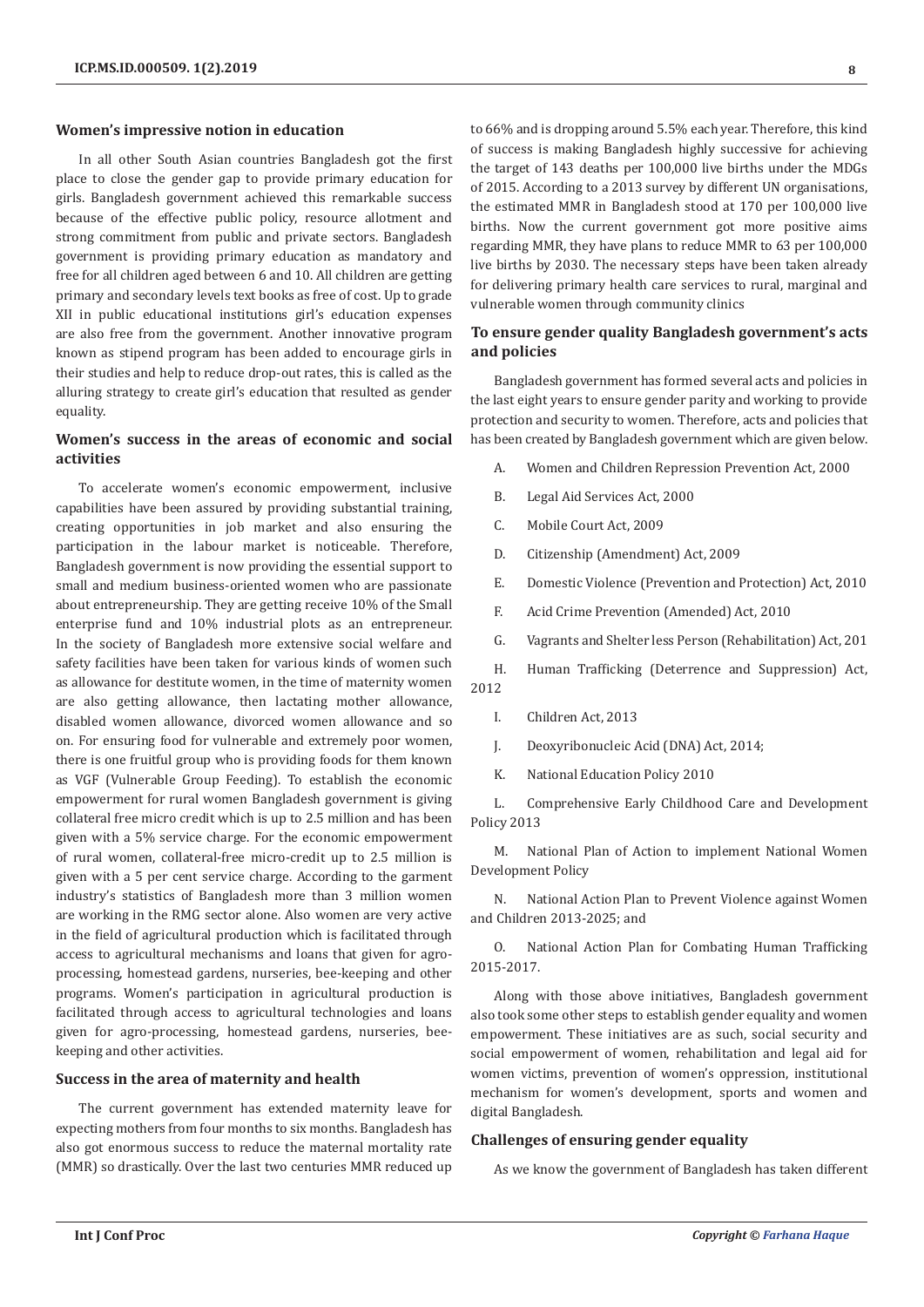**Women's impressive notion in education**

In all other South Asian countries Bangladesh got the first place to close the gender gap to provide primary education for girls. Bangladesh government achieved this remarkable success because of the effective public policy, resource allotment and strong commitment from public and private sectors. Bangladesh government is providing primary education as mandatory and free for all children aged between 6 and 10. All children are getting primary and secondary levels text books as free of cost. Up to grade XII in public educational institutions girl's education expenses are also free from the government. Another innovative program known as stipend program has been added to encourage girls in their studies and help to reduce drop-out rates, this is called as the alluring strategy to create girl's education that resulted as gender equality.

**Women's success in the areas of economic and social activities**

To accelerate women's economic empowerment, inclusive capabilities have been assured by providing substantial training, creating opportunities in job market and also ensuring the participation in the labour market is noticeable. Therefore, Bangladesh government is now providing the essential support to small and medium business-oriented women who are passionate about entrepreneurship. They are getting receive 10% of the Small enterprise fund and 10% industrial plots as an entrepreneur. In the society of Bangladesh more extensive social welfare and safety facilities have been taken for various kinds of women such as allowance for destitute women, in the time of maternity women are also getting allowance, then lactating mother allowance, disabled women allowance, divorced women allowance and so on. For ensuring food for vulnerable and extremely poor women, there is one fruitful group who is providing foods for them known as VGF (Vulnerable Group Feeding). To establish the economic empowerment for rural women Bangladesh government is giving collateral free micro credit which is up to 2.5 million and has been given with a 5% service charge. For the economic empowerment of rural women, collateral-free micro-credit up to 2.5 million is given with a 5 per cent service charge. According to the garment industry's statistics of Bangladesh more than 3 million women are working in the RMG sector alone. Also women are very active in the field of agricultural production which is facilitated through access to agricultural mechanisms and loans that given for agro-processing, homestead gardens, nurseries, bee-keeping and other programs. Women's participation in agricultural production is facilitated through access to agricultural technologies and loans given for agro-processing, homestead gardens, nurseries, bee-keeping and other activities.

**Success in the area of maternity and health**

The current government has extended maternity leave for expecting mothers from four months to six months. Bangladesh has also got enormous success to reduce the maternal mortality rate (MMR) so drastically. Over the last two centuries MMR reduced up to 66% and is dropping around 5.5% each year. Therefore, this kind of success is making Bangladesh highly successive for achieving the target of 143 deaths per 100,000 live births under the MDGs of 2015. According to a 2013 survey by different UN organisations, the estimated MMR in Bangladesh stood at 170 per 100,000 live births. Now the current government got more positive aims regarding MMR, they have plans to reduce MMR to 63 per 100,000 live births by 2030. The necessary steps have been taken already for delivering primary health care services to rural, marginal and vulnerable women through community clinics

**To ensure gender quality Bangladesh government's acts and policies**

Bangladesh government has formed several acts and policies in the last eight years to ensure gender parity and working to provide protection and security to women. Therefore, acts and policies that has been created by Bangladesh government which are given below.

A. Women and Children Repression Prevention Act, 2000

B. Legal Aid Services Act, 2000

C. Mobile Court Act, 2009

D. Citizenship (Amendment) Act, 2009

E. Domestic Violence (Prevention and Protection) Act, 2010

F. Acid Crime Prevention (Amended) Act, 2010

G. Vagrants and Shelter less Person (Rehabilitation) Act, 201

H. Human Trafficking (Deterrence and Suppression) Act, 2012

I. Children Act, 2013

J. Deoxyribonucleic Acid (DNA) Act, 2014;

K. National Education Policy 2010

L. Comprehensive Early Childhood Care and Development Policy 2013

M. National Plan of Action to implement National Women Development Policy

N. National Action Plan to Prevent Violence against Women and Children 2013-2025; and

O. National Action Plan for Combating Human Trafficking 2015-2017.

Along with those above initiatives, Bangladesh government also took some other steps to establish gender equality and women empowerment. These initiatives are as such, social security and social empowerment of women, rehabilitation and legal aid for women victims, prevention of women's oppression, institutional mechanism for women's development, sports and women and digital Bangladesh.

**Challenges of ensuring gender equality**

As we know the government of Bangladesh has taken different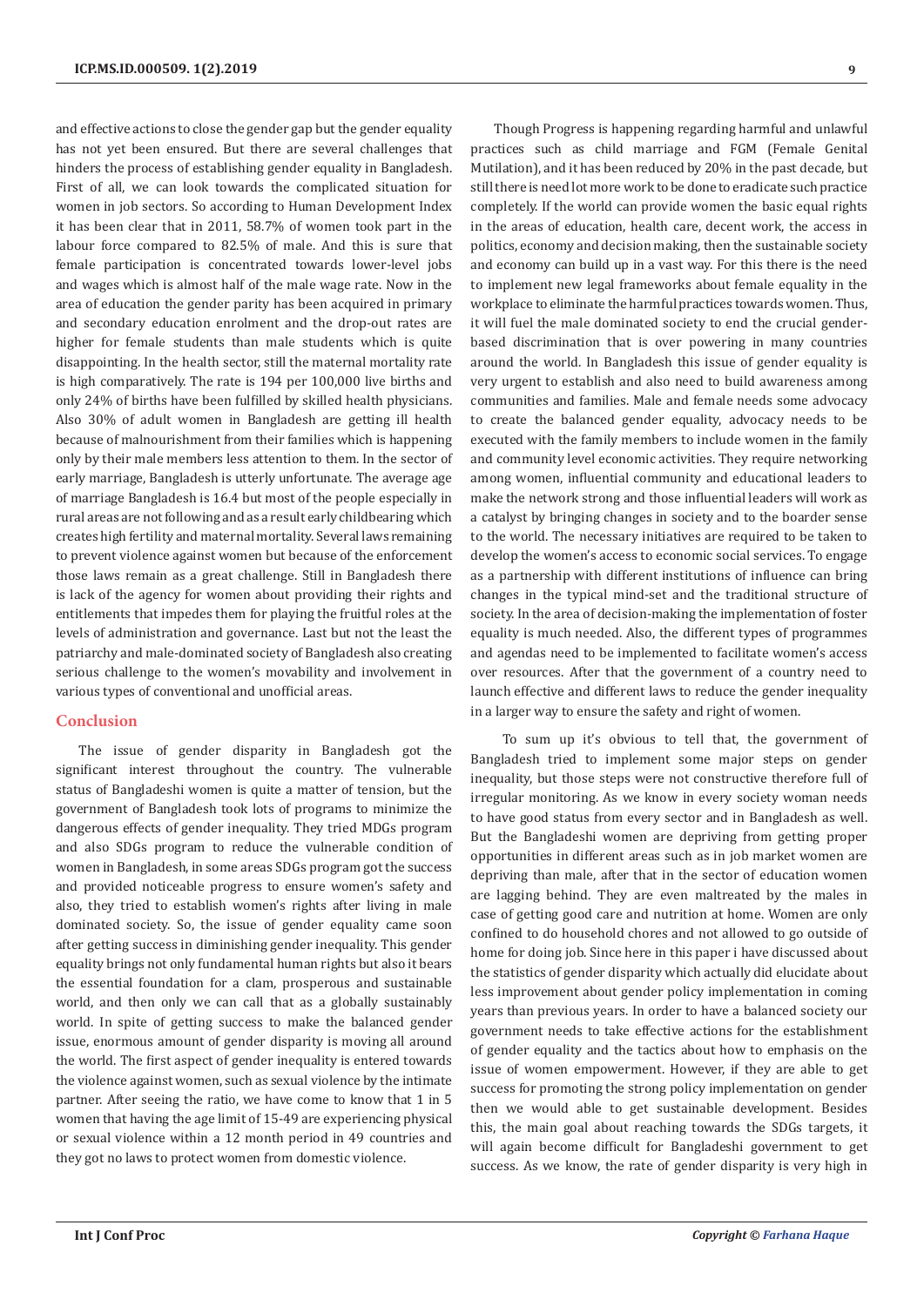and effective actions to close the gender gap but the gender equality has not yet been ensured. But there are several challenges that hinders the process of establishing gender equality in Bangladesh. First of all, we can look towards the complicated situation for women in job sectors. So according to Human Development Index it has been clear that in 2011, 58.7% of women took part in the labour force compared to 82.5% of male. And this is sure that female participation is concentrated towards lower-level jobs and wages which is almost half of the male wage rate. Now in the area of education the gender parity has been acquired in primary and secondary education enrolment and the drop-out rates are higher for female students than male students which is quite disappointing. In the health sector, still the maternal mortality rate is high comparatively. The rate is 194 per 100,000 live births and only 24% of births have been fulfilled by skilled health physicians. Also 30% of adult women in Bangladesh are getting ill health because of malnourishment from their families which is happening only by their male members less attention to them. In the sector of early marriage, Bangladesh is utterly unfortunate. The average age of marriage Bangladesh is 16.4 but most of the people especially in rural areas are not following and as a result early childbearing which creates high fertility and maternal mortality. Several laws remaining to prevent violence against women but because of the enforcement those laws remain as a great challenge. Still in Bangladesh there is lack of the agency for women about providing their rights and entitlements that impedes them for playing the fruitful roles at the levels of administration and governance. Last but not the least the patriarchy and male-dominated society of Bangladesh also creating serious challenge to the women's movability and involvement in various types of conventional and unofficial areas.

## Conclusion

The issue of gender disparity in Bangladesh got the significant interest throughout the country. The vulnerable status of Bangladeshi women is quite a matter of tension, but the government of Bangladesh took lots of programs to minimize the dangerous effects of gender inequality. They tried MDGs program and also SDGs program to reduce the vulnerable condition of women in Bangladesh, in some areas SDGs program got the success and provided noticeable progress to ensure women's safety and also, they tried to establish women's rights after living in male dominated society. So, the issue of gender equality came soon after getting success in diminishing gender inequality. This gender equality brings not only fundamental human rights but also it bears the essential foundation for a clam, prosperous and sustainable world, and then only we can call that as a globally sustainably world. In spite of getting success to make the balanced gender issue, enormous amount of gender disparity is moving all around the world. The first aspect of gender inequality is entered towards the violence against women, such as sexual violence by the intimate partner. After seeing the ratio, we have come to know that 1 in 5 women that having the age limit of 15-49 are experiencing physical or sexual violence within a 12 month period in 49 countries and they got no laws to protect women from domestic violence.

Though Progress is happening regarding harmful and unlawful practices such as child marriage and FGM (Female Genital Mutilation), and it has been reduced by 20% in the past decade, but still there is need lot more work to be done to eradicate such practice completely. If the world can provide women the basic equal rights in the areas of education, health care, decent work, the access in politics, economy and decision making, then the sustainable society and economy can build up in a vast way. For this there is the need to implement new legal frameworks about female equality in the workplace to eliminate the harmful practices towards women. Thus, it will fuel the male dominated society to end the crucial gender-based discrimination that is over powering in many countries around the world. In Bangladesh this issue of gender equality is very urgent to establish and also need to build awareness among communities and families. Male and female needs some advocacy to create the balanced gender equality, advocacy needs to be executed with the family members to include women in the family and community level economic activities. They require networking among women, influential community and educational leaders to make the network strong and those influential leaders will work as a catalyst by bringing changes in society and to the boarder sense to the world. The necessary initiatives are required to be taken to develop the women's access to economic social services. To engage as a partnership with different institutions of influence can bring changes in the typical mind-set and the traditional structure of society. In the area of decision-making the implementation of foster equality is much needed. Also, the different types of programmes and agendas need to be implemented to facilitate women's access over resources. After that the government of a country need to launch effective and different laws to reduce the gender inequality in a larger way to ensure the safety and right of women.

To sum up it's obvious to tell that, the government of Bangladesh tried to implement some major steps on gender inequality, but those steps were not constructive therefore full of irregular monitoring. As we know in every society woman needs to have good status from every sector and in Bangladesh as well. But the Bangladeshi women are depriving from getting proper opportunities in different areas such as in job market women are depriving than male, after that in the sector of education women are lagging behind. They are even maltreated by the males in case of getting good care and nutrition at home. Women are only confined to do household chores and not allowed to go outside of home for doing job. Since here in this paper i have discussed about the statistics of gender disparity which actually did elucidate about less improvement about gender policy implementation in coming years than previous years. In order to have a balanced society our government needs to take effective actions for the establishment of gender equality and the tactics about how to emphasis on the issue of women empowerment. However, if they are able to get success for promoting the strong policy implementation on gender then we would able to get sustainable development. Besides this, the main goal about reaching towards the SDGs targets, it will again become difficult for Bangladeshi government to get success. As we know, the rate of gender disparity is very high in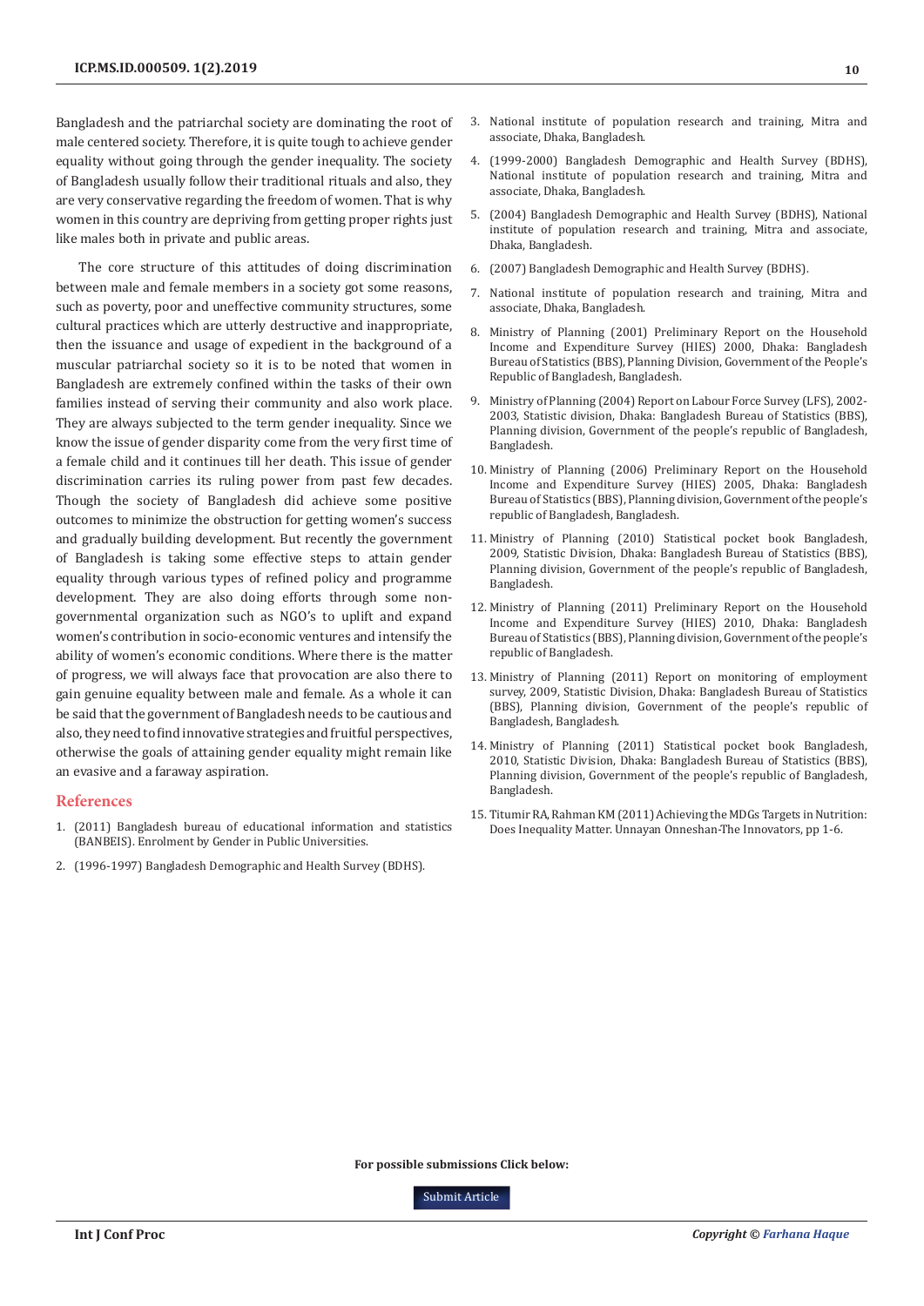Bangladesh and the patriarchal society are dominating the root of male centered society. Therefore, it is quite tough to achieve gender equality without going through the gender inequality. The society of Bangladesh usually follow their traditional rituals and also, they are very conservative regarding the freedom of women. That is why women in this country are depriving from getting proper rights just like males both in private and public areas.

The core structure of this attitudes of doing discrimination between male and female members in a society got some reasons, such as poverty, poor and uneffective community structures, some cultural practices which are utterly destructive and inappropriate, then the issuance and usage of expedient in the background of a muscular patriarchal society so it is to be noted that women in Bangladesh are extremely confined within the tasks of their own families instead of serving their community and also work place. They are always subjected to the term gender inequality. Since we know the issue of gender disparity come from the very first time of a female child and it continues till her death. This issue of gender discrimination carries its ruling power from past few decades. Though the society of Bangladesh did achieve some positive outcomes to minimize the obstruction for getting women's success and gradually building development. But recently the government of Bangladesh is taking some effective steps to attain gender equality through various types of refined policy and programme development. They are also doing efforts through some non-governmental organization such as NGO's to uplift and expand women's contribution in socio-economic ventures and intensify the ability of women's economic conditions. Where there is the matter of progress, we will always face that provocation are also there to gain genuine equality between male and female. As a whole it can be said that the government of Bangladesh needs to be cautious and also, they need to find innovative strategies and fruitful perspectives, otherwise the goals of attaining gender equality might remain like an evasive and a faraway aspiration.

## References

1. (2011) Bangladesh bureau of educational information and statistics (BANBEIS). Enrolment by Gender in Public Universities.
2. (1996-1997) Bangladesh Demographic and Health Survey (BDHS).
3. National institute of population research and training, Mitra and associate, Dhaka, Bangladesh.
4. (1999-2000) Bangladesh Demographic and Health Survey (BDHS), National institute of population research and training, Mitra and associate, Dhaka, Bangladesh.
5. (2004) Bangladesh Demographic and Health Survey (BDHS), National institute of population research and training, Mitra and associate, Dhaka, Bangladesh.
6. (2007) Bangladesh Demographic and Health Survey (BDHS).
7. National institute of population research and training, Mitra and associate, Dhaka, Bangladesh.
8. Ministry of Planning (2001) Preliminary Report on the Household Income and Expenditure Survey (HIES) 2000, Dhaka: Bangladesh Bureau of Statistics (BBS), Planning Division, Government of the People's Republic of Bangladesh, Bangladesh.
9. Ministry of Planning (2004) Report on Labour Force Survey (LFS), 2002-2003, Statistic division, Dhaka: Bangladesh Bureau of Statistics (BBS), Planning division, Government of the people's republic of Bangladesh, Bangladesh.
10. Ministry of Planning (2006) Preliminary Report on the Household Income and Expenditure Survey (HIES) 2005, Dhaka: Bangladesh Bureau of Statistics (BBS), Planning division, Government of the people's republic of Bangladesh, Bangladesh.
11. Ministry of Planning (2010) Statistical pocket book Bangladesh, 2009, Statistic Division, Dhaka: Bangladesh Bureau of Statistics (BBS), Planning division, Government of the people's republic of Bangladesh, Bangladesh.
12. Ministry of Planning (2011) Preliminary Report on the Household Income and Expenditure Survey (HIES) 2010, Dhaka: Bangladesh Bureau of Statistics (BBS), Planning division, Government of the people's republic of Bangladesh.
13. Ministry of Planning (2011) Report on monitoring of employment survey, 2009, Statistic Division, Dhaka: Bangladesh Bureau of Statistics (BBS), Planning division, Government of the people's republic of Bangladesh, Bangladesh.
14. Ministry of Planning (2011) Statistical pocket book Bangladesh, 2010, Statistic Division, Dhaka: Bangladesh Bureau of Statistics (BBS), Planning division, Government of the people's republic of Bangladesh, Bangladesh.
15. Titumir RA, Rahman KM (2011) Achieving the MDGs Targets in Nutrition: Does Inequality Matter. Unnayan Onneshan-The Innovators, pp 1-6.

**For possible submissions Click below:**

Submit Article